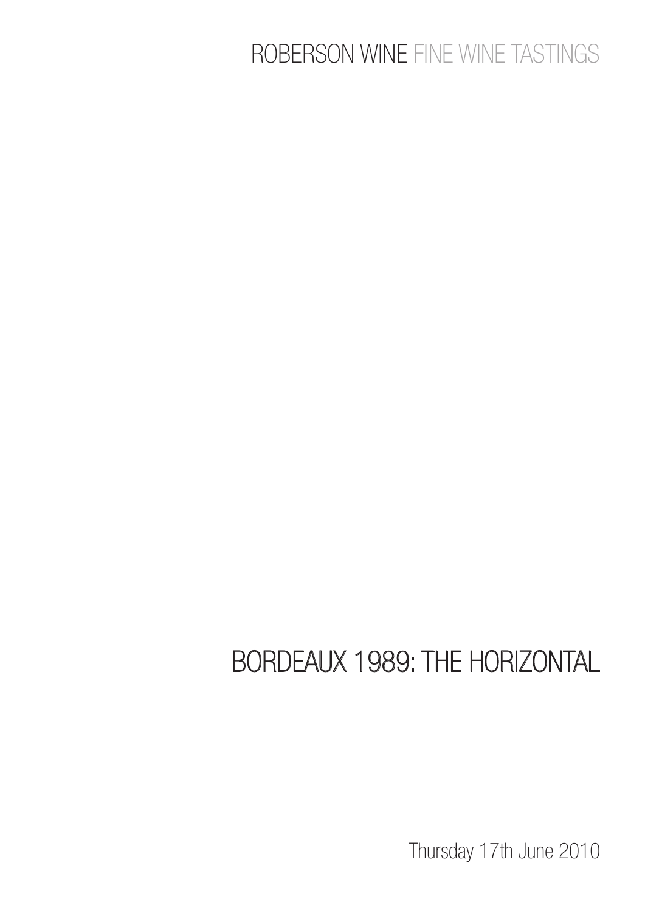ROBERSON WINE FINE WINE TASTINGS

# BORDEAUX 1989: THE HORIZONTAL

Thursday 17th June 2010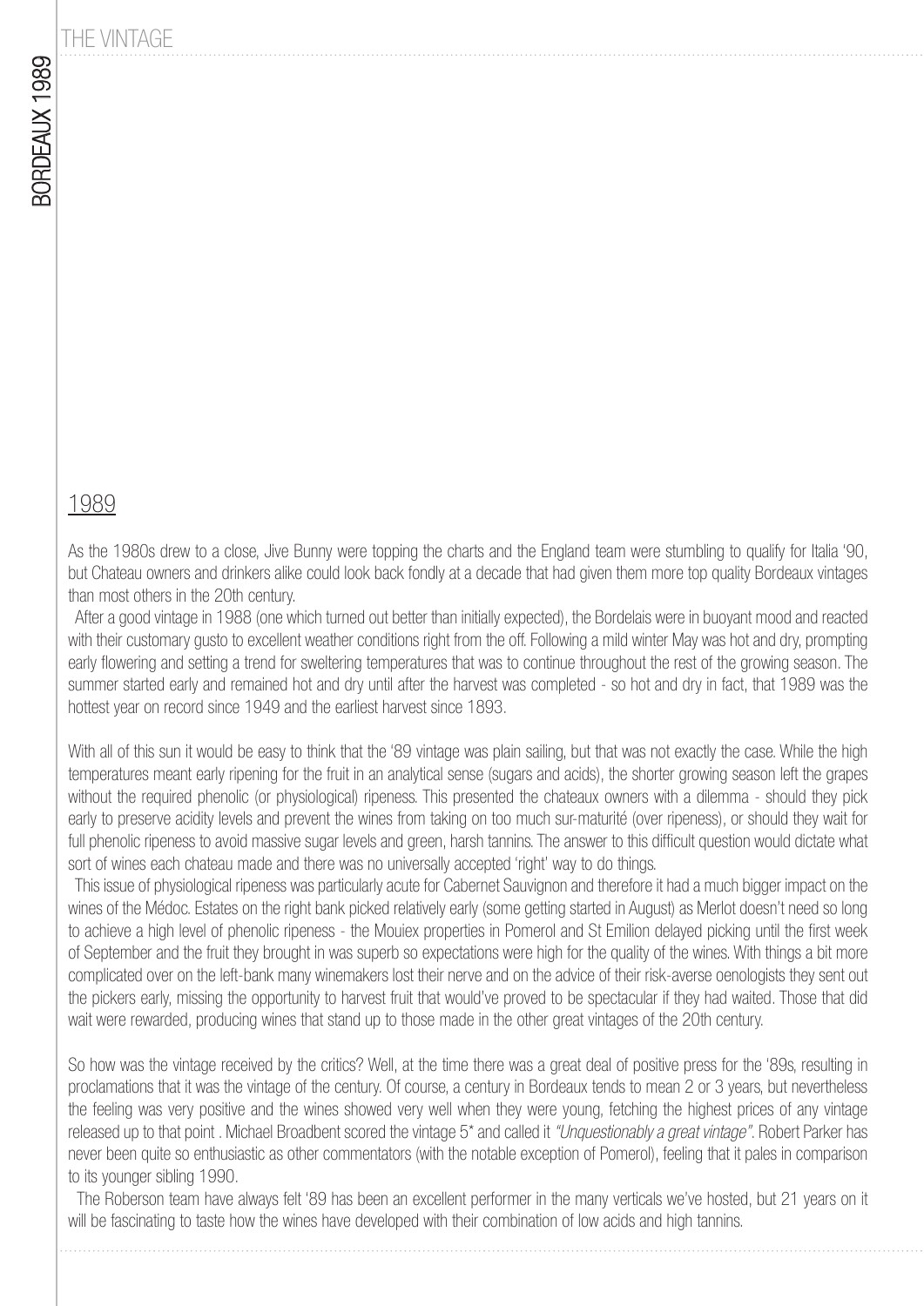## 1989

As the 1980s drew to a close, Jive Bunny were topping the charts and the England team were stumbling to qualify for Italia '90, but Chateau owners and drinkers alike could look back fondly at a decade that had given them more top quality Bordeaux vintages than most others in the 20th century.

After a good vintage in 1988 (one which turned out better than initially expected), the Bordelais were in buoyant mood and reacted with their customary gusto to excellent weather conditions right from the off. Following a mild winter May was hot and dry, prompting early flowering and setting a trend for sweltering temperatures that was to continue throughout the rest of the growing season. The summer started early and remained hot and dry until after the harvest was completed - so hot and dry in fact, that 1989 was the hottest year on record since 1949 and the earliest harvest since 1893.

With all of this sun it would be easy to think that the '89 vintage was plain sailing, but that was not exactly the case. While the high temperatures meant early ripening for the fruit in an analytical sense (sugars and acids), the shorter growing season left the grapes without the required phenolic (or physiological) ripeness. This presented the chateaux owners with a dilemma - should they pick early to preserve acidity levels and prevent the wines from taking on too much sur-maturité (over ripeness), or should they wait for full phenolic ripeness to avoid massive sugar levels and green, harsh tannins. The answer to this difficult question would dictate what sort of wines each chateau made and there was no universally accepted 'right' way to do things.

This issue of physiological ripeness was particularly acute for Cabernet Sauvignon and therefore it had a much bigger impact on the wines of the Médoc. Estates on the right bank picked relatively early (some getting started in August) as Merlot doesn't need so long to achieve a high level of phenolic ripeness - the Mouiex properties in Pomerol and St Emilion delayed picking until the first week of September and the fruit they brought in was superb so expectations were high for the quality of the wines. With things a bit more complicated over on the left-bank many winemakers lost their nerve and on the advice of their risk-averse oenologists they sent out the pickers early, missing the opportunity to harvest fruit that would've proved to be spectacular if they had waited. Those that did wait were rewarded, producing wines that stand up to those made in the other great vintages of the 20th century.

So how was the vintage received by the critics? Well, at the time there was a great deal of positive press for the '89s, resulting in proclamations that it was the vintage of the century. Of course, a century in Bordeaux tends to mean 2 or 3 years, but nevertheless the feeling was very positive and the wines showed very well when they were young, fetching the highest prices of any vintage released up to that point . Michael Broadbent scored the vintage 5* and called it *"Unquestionably a great vintage"*. Robert Parker has never been quite so enthusiastic as other commentators (with the notable exception of Pomerol), feeling that it pales in comparison to its younger sibling 1990.

The Roberson team have always felt '89 has been an excellent performer in the many verticals we've hosted, but 21 years on it will be fascinating to taste how the wines have developed with their combination of low acids and high tannins.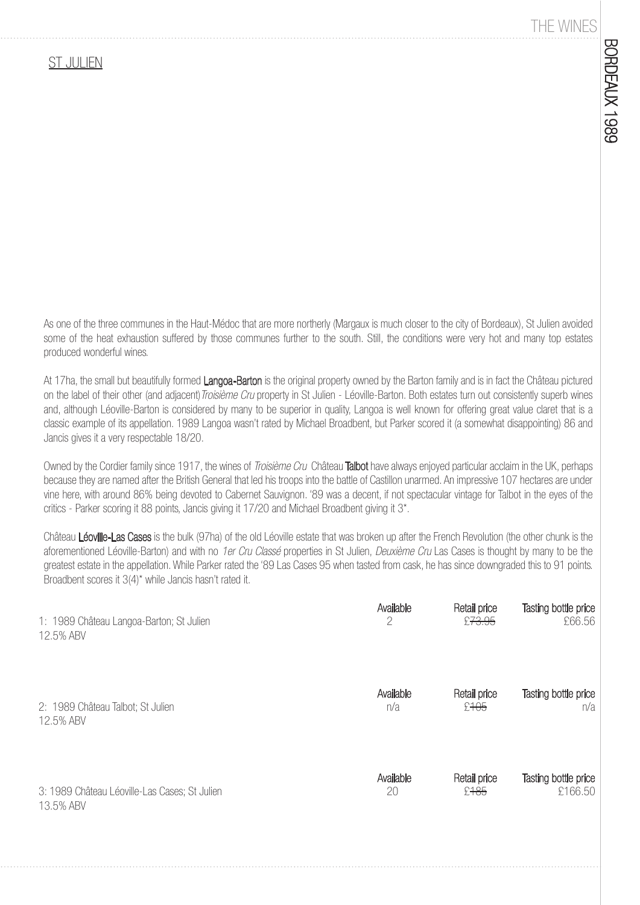## ST JULIEN

As one of the three communes in the Haut-Médoc that are more northerly (Margaux is much closer to the city of Bordeaux), St Julien avoided some of the heat exhaustion suffered by those communes further to the south. Still, the conditions were very hot and many top estates produced wonderful wines.

At 17ha, the small but beautifully formed **Langoa-Barton** is the original property owned by the Barton family and is in fact the Château pictured on the label of their other (and adjacent) *Troisième Cru* property in St Julien - Léoville-Barton. Both estates turn out consistently superb wines and, although Léoville-Barton is considered by many to be superior in quality, Langoa is well known for offering great value claret that is a classic example of its appellation. 1989 Langoa wasn't rated by Michael Broadbent, but Parker scored it (a somewhat disappointing) 86 and Jancis gives it a very respectable 18/20.

Owned by the Cordier family since 1917, the wines of *Troisième Cru* Château **Talbot** have always enjoyed particular acclaim in the UK, perhaps because they are named after the British General that led his troops into the battle of Castillon unarmed. An impressive 107 hectares are under vine here, with around 86% being devoted to Cabernet Sauvignon. '89 was a decent, if not spectacular vintage for Talbot in the eyes of the critics - Parker scoring it 88 points, Jancis giving it 17/20 and Michael Broadbent giving it 3*.

Château **Léoville-Las Cases** is the bulk (97ha) of the old Léoville estate that was broken up after the French Revolution (the other chunk is the aforementioned Léoville-Barton) and with no *1er Cru Classé* properties in St Julien, *Deuxième Cru* Las Cases is thought by many to be the greatest estate in the appellation. While Parker rated the '89 Las Cases 95 when tasted from cask, he has since downgraded this to 91 points. Broadbent scores it 3(4)* while Jancis hasn't rated it.

| Wine | Available | Retail price | Tasting bottle price |
|---|---|---|---|
| 1: 1989 Château Langoa-Barton; St Julien<br>12.5% ABV | 2 | ~~£73.95~~ | £66.56 |
| 2: 1989 Château Talbot; St Julien<br>12.5% ABV | n/a | ~~£105~~ | n/a |
| 3: 1989 Château Léoville-Las Cases; St Julien<br>13.5% ABV | 20 | ~~£185~~ | £166.50 |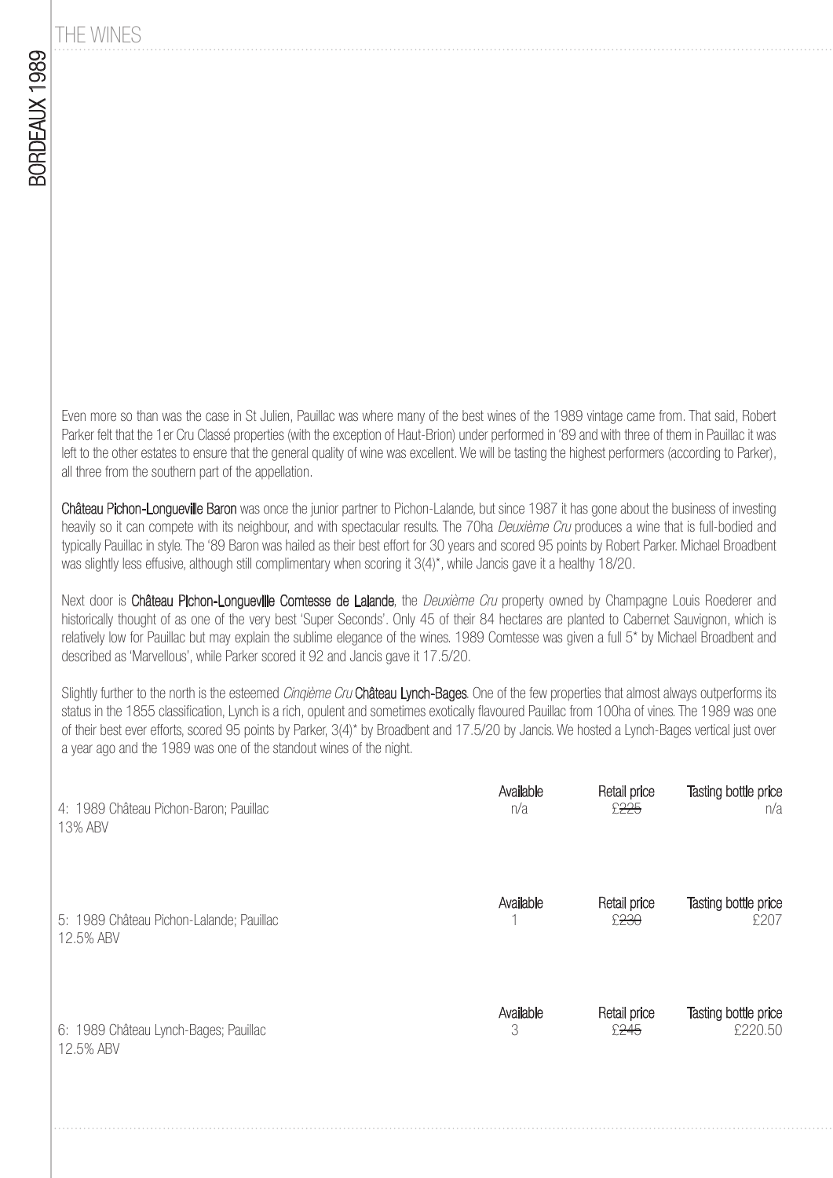Even more so than was the case in St Julien, Pauillac was where many of the best wines of the 1989 vintage came from. That said, Robert Parker felt that the 1er Cru Classé properties (with the exception of Haut-Brion) under performed in '89 and with three of them in Pauillac it was left to the other estates to ensure that the general quality of wine was excellent. We will be tasting the highest performers (according to Parker), all three from the southern part of the appellation.

**Château Pichon-Longueville Baron** was once the junior partner to Pichon-Lalande, but since 1987 it has gone about the business of investing heavily so it can compete with its neighbour, and with spectacular results. The 70ha *Deuxième Cru* produces a wine that is full-bodied and typically Pauillac in style. The '89 Baron was hailed as their best effort for 30 years and scored 95 points by Robert Parker. Michael Broadbent was slightly less effusive, although still complimentary when scoring it 3(4)*, while Jancis gave it a healthy 18/20.

Next door is **Château Pichon-Longueville Comtesse de Lalande**, the *Deuxième Cru* property owned by Champagne Louis Roederer and historically thought of as one of the very best 'Super Seconds'. Only 45 of their 84 hectares are planted to Cabernet Sauvignon, which is relatively low for Pauillac but may explain the sublime elegance of the wines. 1989 Comtesse was given a full 5* by Michael Broadbent and described as 'Marvellous', while Parker scored it 92 and Jancis gave it 17.5/20.

Slightly further to the north is the esteemed *Cinqième Cru* **Château Lynch-Bages**. One of the few properties that almost always outperforms its status in the 1855 classification, Lynch is a rich, opulent and sometimes exotically flavoured Pauillac from 100ha of vines. The 1989 was one of their best ever efforts, scored 95 points by Parker, 3(4)* by Broadbent and 17.5/20 by Jancis. We hosted a Lynch-Bages vertical just over a year ago and the 1989 was one of the standout wines of the night.

| Wine | Available | Retail price | Tasting bottle price |
|---|---|---|---|
| 4: 1989 Château Pichon-Baron; Pauillac<br>13% ABV | n/a | ~~£225~~ | n/a |
| 5: 1989 Château Pichon-Lalande; Pauillac<br>12.5% ABV | 1 | ~~£230~~ | £207 |
| 6: 1989 Château Lynch-Bages; Pauillac<br>12.5% ABV | 3 | ~~£245~~ | £220.50 |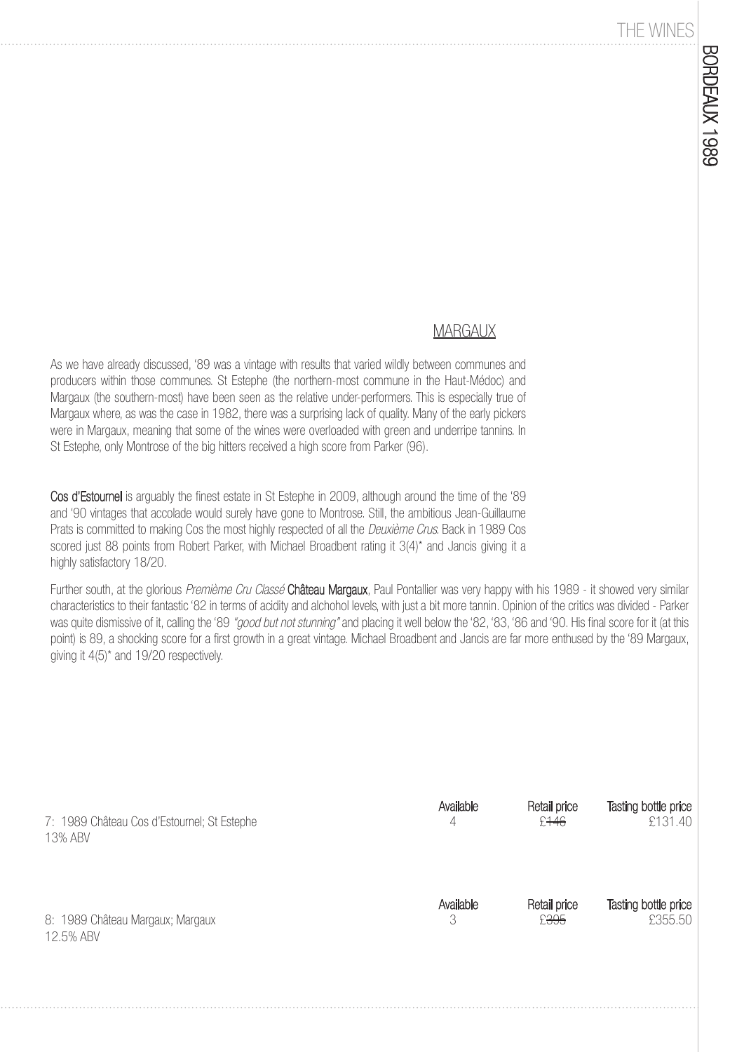## MARGAUX

As we have already discussed, '89 was a vintage with results that varied wildly between communes and producers within those communes. St Estephe (the northern-most commune in the Haut-Médoc) and Margaux (the southern-most) have been seen as the relative under-performers. This is especially true of Margaux where, as was the case in 1982, there was a surprising lack of quality. Many of the early pickers were in Margaux, meaning that some of the wines were overloaded with green and underripe tannins. In St Estephe, only Montrose of the big hitters received a high score from Parker (96).

**Cos d'Estournel** is arguably the finest estate in St Estephe in 2009, although around the time of the '89 and '90 vintages that accolade would surely have gone to Montrose. Still, the ambitious Jean-Guillaume Prats is committed to making Cos the most highly respected of all the *Deuxième Crus*. Back in 1989 Cos scored just 88 points from Robert Parker, with Michael Broadbent rating it 3(4)* and Jancis giving it a highly satisfactory 18/20.

Further south, at the glorious *Premième Cru Classé* **Château Margaux**, Paul Pontallier was very happy with his 1989 - it showed very similar characteristics to their fantastic '82 in terms of acidity and alchohol levels, with just a bit more tannin. Opinion of the critics was divided - Parker was quite dismissive of it, calling the '89 *"good but not stunning"* and placing it well below the '82, '83, '86 and '90. His final score for it (at this point) is 89, a shocking score for a first growth in a great vintage. Michael Broadbent and Jancis are far more enthused by the '89 Margaux, giving it 4(5)* and 19/20 respectively.

| Wine | Available | Retail price | Tasting bottle price |
|---|---|---|---|
| 7: 1989 Château Cos d'Estournel; St Estephe<br>13% ABV | 4 | ~~£146~~ | £131.40 |
| 8: 1989 Château Margaux; Margaux<br>12.5% ABV | 3 | ~~£395~~ | £355.50 |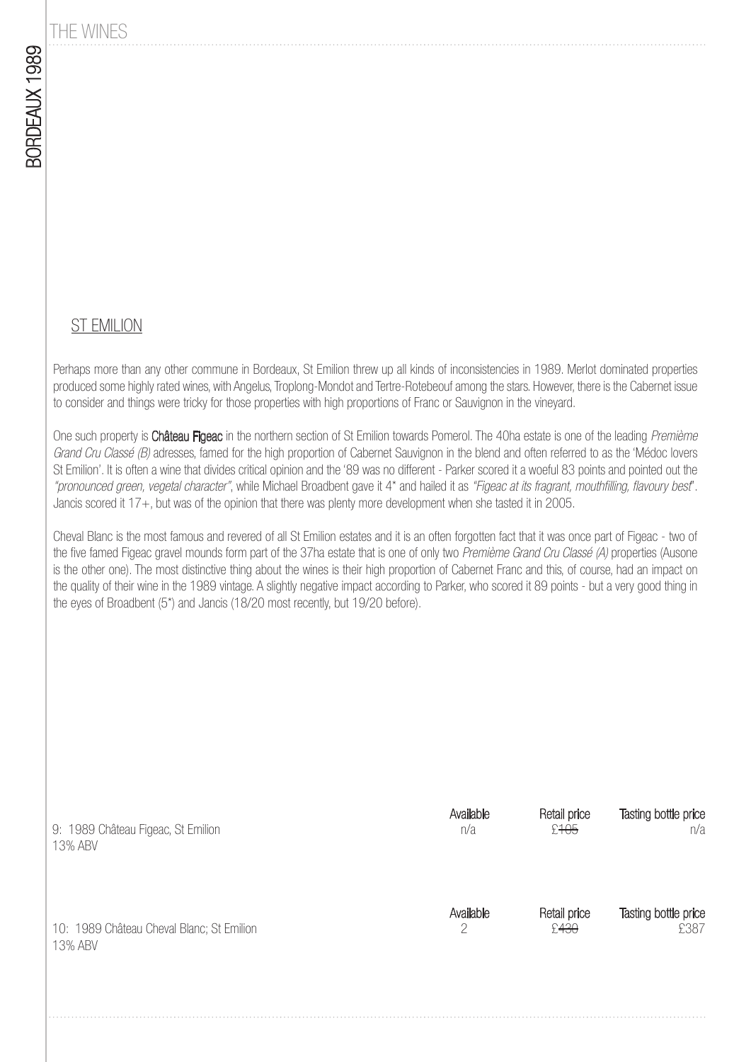## ST EMILION

Perhaps more than any other commune in Bordeaux, St Emilion threw up all kinds of inconsistencies in 1989. Merlot dominated properties produced some highly rated wines, with Angelus, Troplong-Mondot and Tertre-Rotebeouf among the stars. However, there is the Cabernet issue to consider and things were tricky for those properties with high proportions of Franc or Sauvignon in the vineyard.

One such property is **Château Figeac** in the northern section of St Emilion towards Pomerol. The 40ha estate is one of the leading *Première Grand Cru Classé (B)* adresses, famed for the high proportion of Cabernet Sauvignon in the blend and often referred to as the 'Médoc lovers St Emilion'. It is often a wine that divides critical opinion and the '89 was no different - Parker scored it a woeful 83 points and pointed out the *"pronounced green, vegetal character"*, while Michael Broadbent gave it 4* and hailed it as *"Figeac at its fragrant, mouthfilling, flavoury best"*. Jancis scored it 17+, but was of the opinion that there was plenty more development when she tasted it in 2005.

Cheval Blanc is the most famous and revered of all St Emilion estates and it is an often forgotten fact that it was once part of Figeac - two of the five famed Figeac gravel mounds form part of the 37ha estate that is one of only two *Première Grand Cru Classé (A)* properties (Ausone is the other one). The most distinctive thing about the wines is their high proportion of Cabernet Franc and this, of course, had an impact on the quality of their wine in the 1989 vintage. A slightly negative impact according to Parker, who scored it 89 points - but a very good thing in the eyes of Broadbent (5*) and Jancis (18/20 most recently, but 19/20 before).

| | Available | Retail price | Tasting bottle price |
|---|---|---|---|
| 9: 1989 Château Figeac, St Emilion<br>13% ABV | n/a | ~~£105~~ | n/a |
| 10: 1989 Château Cheval Blanc; St Emilion<br>13% ABV | 2 | ~~£430~~ | £387 |